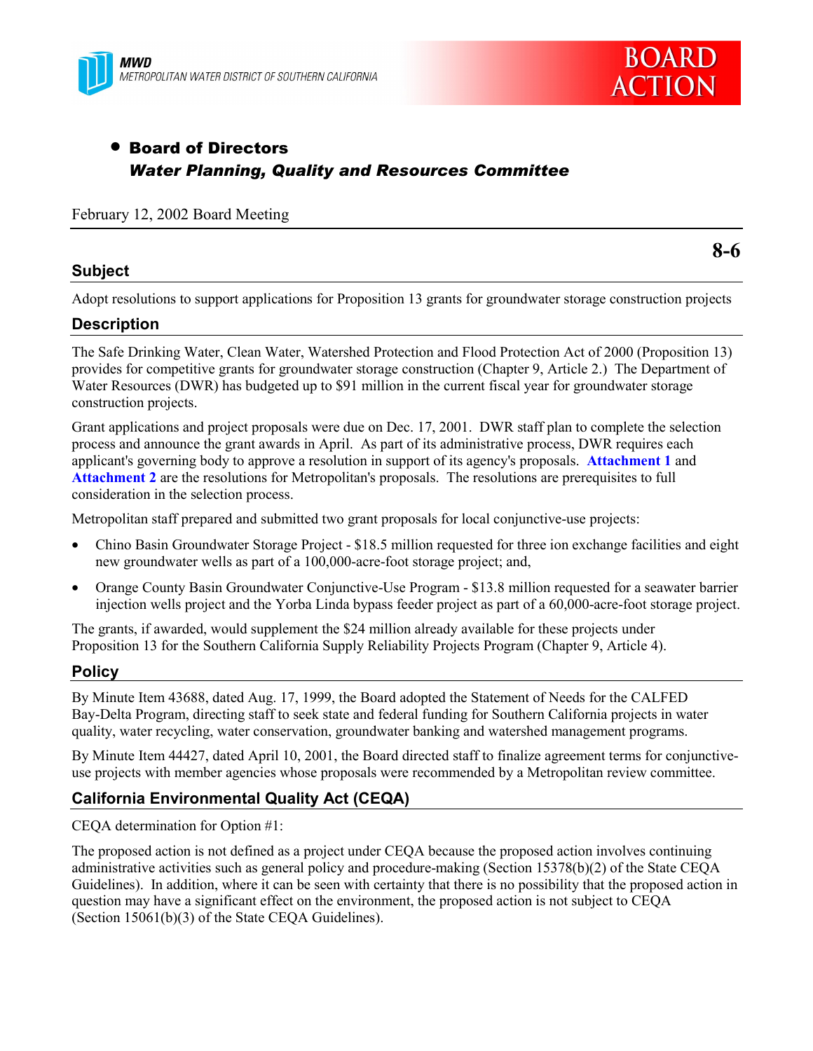MWD
METROPOLITAN WATER DISTRICT OF SOUTHERN CALIFORNIA

BOARD ACTION

- **Board of Directors**
  ***Water Planning, Quality and Resources Committee***

February 12, 2002 Board Meeting

**8-6**

## Subject

Adopt resolutions to support applications for Proposition 13 grants for groundwater storage construction projects

## Description

The Safe Drinking Water, Clean Water, Watershed Protection and Flood Protection Act of 2000 (Proposition 13) provides for competitive grants for groundwater storage construction (Chapter 9, Article 2.) The Department of Water Resources (DWR) has budgeted up to $91 million in the current fiscal year for groundwater storage construction projects.

Grant applications and project proposals were due on Dec. 17, 2001. DWR staff plan to complete the selection process and announce the grant awards in April. As part of its administrative process, DWR requires each applicant's governing body to approve a resolution in support of its agency's proposals. **Attachment 1** and **Attachment 2** are the resolutions for Metropolitan's proposals. The resolutions are prerequisites to full consideration in the selection process.

Metropolitan staff prepared and submitted two grant proposals for local conjunctive-use projects:

- Chino Basin Groundwater Storage Project - $18.5 million requested for three ion exchange facilities and eight new groundwater wells as part of a 100,000-acre-foot storage project; and,
- Orange County Basin Groundwater Conjunctive-Use Program - $13.8 million requested for a seawater barrier injection wells project and the Yorba Linda bypass feeder project as part of a 60,000-acre-foot storage project.

The grants, if awarded, would supplement the $24 million already available for these projects under Proposition 13 for the Southern California Supply Reliability Projects Program (Chapter 9, Article 4).

## Policy

By Minute Item 43688, dated Aug. 17, 1999, the Board adopted the Statement of Needs for the CALFED Bay-Delta Program, directing staff to seek state and federal funding for Southern California projects in water quality, water recycling, water conservation, groundwater banking and watershed management programs.

By Minute Item 44427, dated April 10, 2001, the Board directed staff to finalize agreement terms for conjunctive-use projects with member agencies whose proposals were recommended by a Metropolitan review committee.

## California Environmental Quality Act (CEQA)

CEQA determination for Option #1:

The proposed action is not defined as a project under CEQA because the proposed action involves continuing administrative activities such as general policy and procedure-making (Section 15378(b)(2) of the State CEQA Guidelines). In addition, where it can be seen with certainty that there is no possibility that the proposed action in question may have a significant effect on the environment, the proposed action is not subject to CEQA (Section 15061(b)(3) of the State CEQA Guidelines).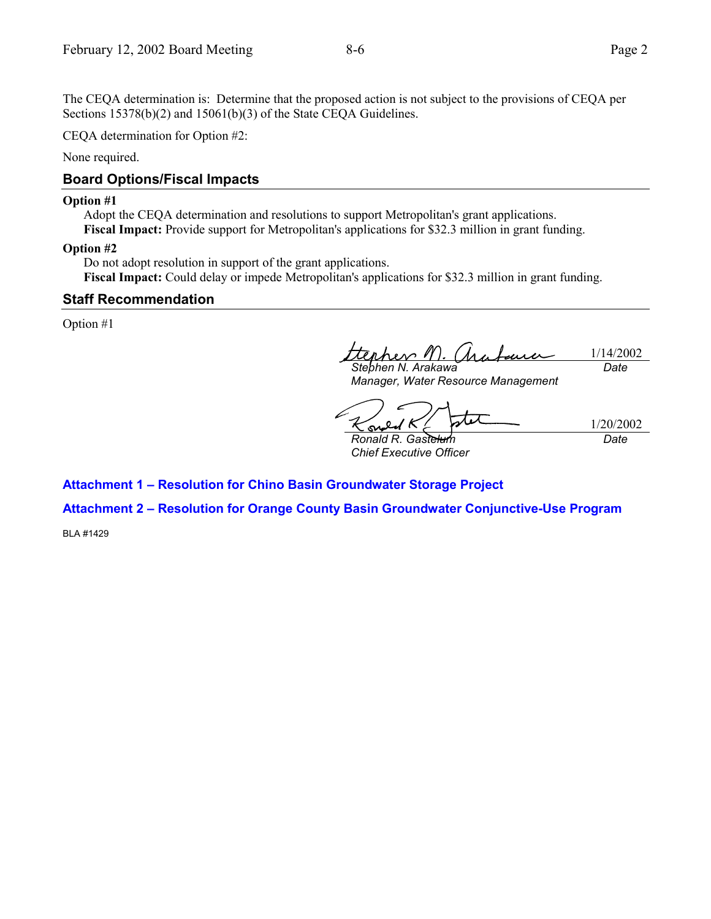The CEQA determination is: Determine that the proposed action is not subject to the provisions of CEQA per Sections 15378(b)(2) and 15061(b)(3) of the State CEQA Guidelines.

CEQA determination for Option #2:

None required.

## Board Options/Fiscal Impacts

**Option #1**

Adopt the CEQA determination and resolutions to support Metropolitan's grant applications.
**Fiscal Impact:** Provide support for Metropolitan's applications for $32.3 million in grant funding.

**Option #2**

Do not adopt resolution in support of the grant applications.
**Fiscal Impact:** Could delay or impede Metropolitan's applications for $32.3 million in grant funding.

## Staff Recommendation

Option #1

| | |
|---|---|
| *Stephen N. Arakawa*<br>*Manager, Water Resource Management* | 1/14/2002<br>*Date* |
| *Ronald R. Gastelum*<br>*Chief Executive Officer* | 1/20/2002<br>*Date* |

**Attachment 1 – Resolution for Chino Basin Groundwater Storage Project**

**Attachment 2 – Resolution for Orange County Basin Groundwater Conjunctive-Use Program**

BLA #1429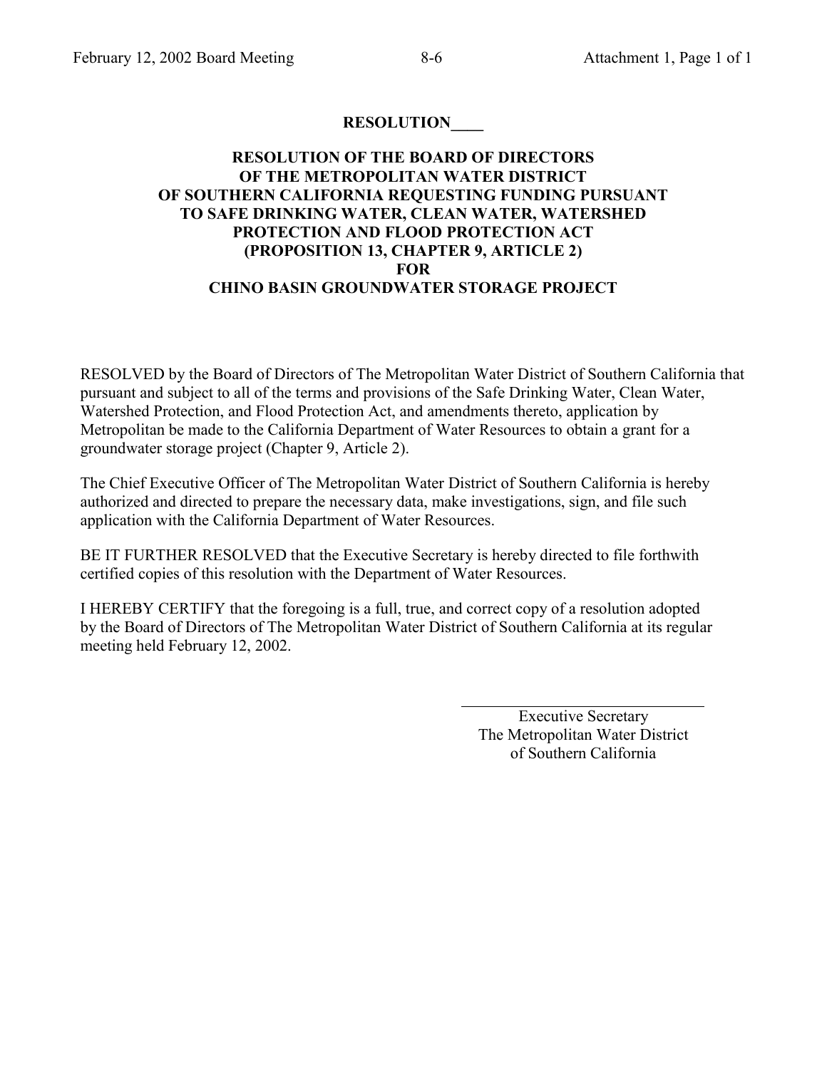**RESOLUTION\_\_\_\_**

**RESOLUTION OF THE BOARD OF DIRECTORS OF THE METROPOLITAN WATER DISTRICT OF SOUTHERN CALIFORNIA REQUESTING FUNDING PURSUANT TO SAFE DRINKING WATER, CLEAN WATER, WATERSHED PROTECTION AND FLOOD PROTECTION ACT (PROPOSITION 13, CHAPTER 9, ARTICLE 2) FOR CHINO BASIN GROUNDWATER STORAGE PROJECT**

RESOLVED by the Board of Directors of The Metropolitan Water District of Southern California that pursuant and subject to all of the terms and provisions of the Safe Drinking Water, Clean Water, Watershed Protection, and Flood Protection Act, and amendments thereto, application by Metropolitan be made to the California Department of Water Resources to obtain a grant for a groundwater storage project (Chapter 9, Article 2).

The Chief Executive Officer of The Metropolitan Water District of Southern California is hereby authorized and directed to prepare the necessary data, make investigations, sign, and file such application with the California Department of Water Resources.

BE IT FURTHER RESOLVED that the Executive Secretary is hereby directed to file forthwith certified copies of this resolution with the Department of Water Resources.

I HEREBY CERTIFY that the foregoing is a full, true, and correct copy of a resolution adopted by the Board of Directors of The Metropolitan Water District of Southern California at its regular meeting held February 12, 2002.

\_\_\_\_\_\_\_\_\_\_\_\_\_\_\_\_\_\_\_\_\_\_\_\_\_\_\_\_\_\_

Executive Secretary
The Metropolitan Water District
of Southern California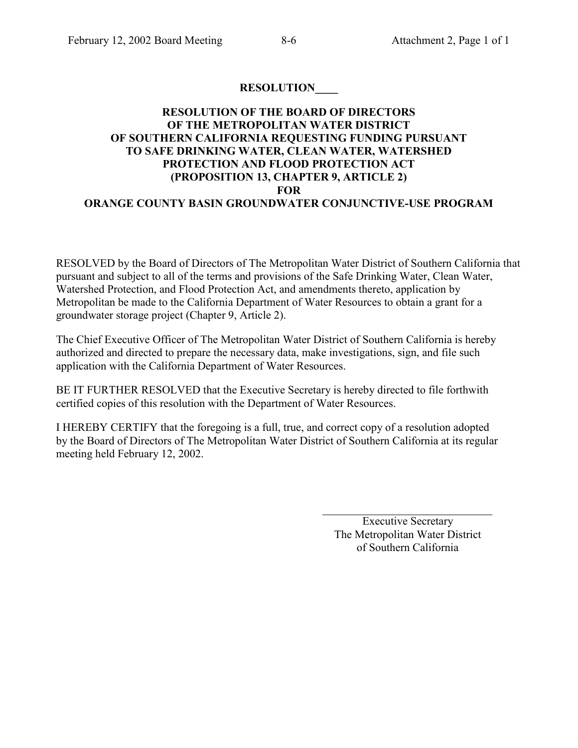**RESOLUTION____**

**RESOLUTION OF THE BOARD OF DIRECTORS OF THE METROPOLITAN WATER DISTRICT OF SOUTHERN CALIFORNIA REQUESTING FUNDING PURSUANT TO SAFE DRINKING WATER, CLEAN WATER, WATERSHED PROTECTION AND FLOOD PROTECTION ACT (PROPOSITION 13, CHAPTER 9, ARTICLE 2) FOR ORANGE COUNTY BASIN GROUNDWATER CONJUNCTIVE-USE PROGRAM**

RESOLVED by the Board of Directors of The Metropolitan Water District of Southern California that pursuant and subject to all of the terms and provisions of the Safe Drinking Water, Clean Water, Watershed Protection, and Flood Protection Act, and amendments thereto, application by Metropolitan be made to the California Department of Water Resources to obtain a grant for a groundwater storage project (Chapter 9, Article 2).

The Chief Executive Officer of The Metropolitan Water District of Southern California is hereby authorized and directed to prepare the necessary data, make investigations, sign, and file such application with the California Department of Water Resources.

BE IT FURTHER RESOLVED that the Executive Secretary is hereby directed to file forthwith certified copies of this resolution with the Department of Water Resources.

I HEREBY CERTIFY that the foregoing is a full, true, and correct copy of a resolution adopted by the Board of Directors of The Metropolitan Water District of Southern California at its regular meeting held February 12, 2002.

\_\_\_\_\_\_\_\_\_\_\_\_\_\_\_\_\_\_\_\_\_\_\_\_\_\_\_\_\_\_

Executive Secretary
The Metropolitan Water District
of Southern California